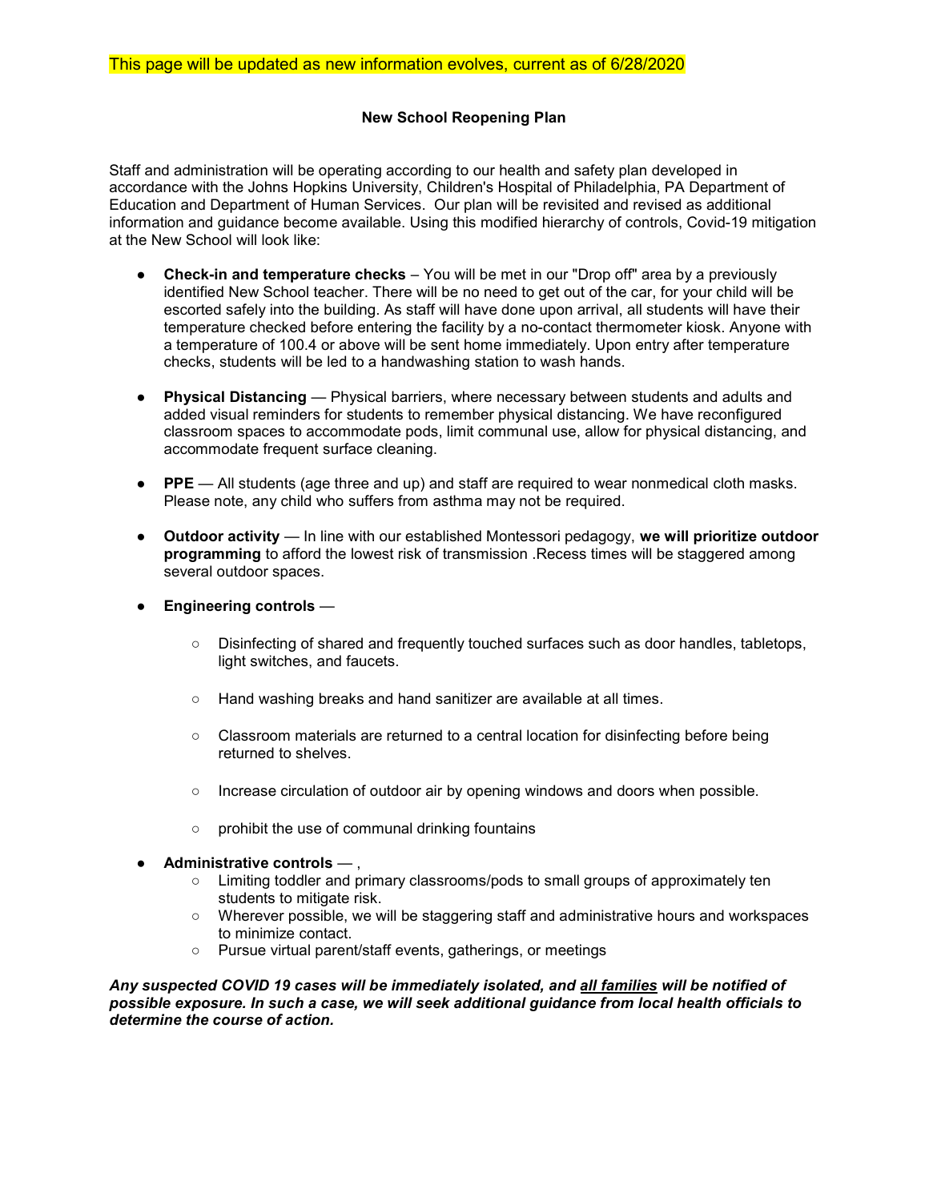This page will be updated as new information evolves, current as of 6/28/2020

**New School Reopening Plan**

Staff and administration will be operating according to our health and safety plan developed in accordance with the Johns Hopkins University, Children's Hospital of Philadelphia, PA Department of Education and Department of Human Services. Our plan will be revisited and revised as additional information and guidance become available. Using this modified hierarchy of controls, Covid-19 mitigation at the New School will look like:

- **Check-in and temperature checks** – You will be met in our "Drop off" area by a previously identified New School teacher. There will be no need to get out of the car, for your child will be escorted safely into the building. As staff will have done upon arrival, all students will have their temperature checked before entering the facility by a no-contact thermometer kiosk. Anyone with a temperature of 100.4 or above will be sent home immediately. Upon entry after temperature checks, students will be led to a handwashing station to wash hands.

- **Physical Distancing** — Physical barriers, where necessary between students and adults and added visual reminders for students to remember physical distancing. We have reconfigured classroom spaces to accommodate pods, limit communal use, allow for physical distancing, and accommodate frequent surface cleaning.

- **PPE** — All students (age three and up) and staff are required to wear nonmedical cloth masks. Please note, any child who suffers from asthma may not be required.

- **Outdoor activity** — In line with our established Montessori pedagogy, **we will prioritize outdoor programming** to afford the lowest risk of transmission .Recess times will be staggered among several outdoor spaces.

- **Engineering controls** —
  - Disinfecting of shared and frequently touched surfaces such as door handles, tabletops, light switches, and faucets.
  - Hand washing breaks and hand sanitizer are available at all times.
  - Classroom materials are returned to a central location for disinfecting before being returned to shelves.
  - Increase circulation of outdoor air by opening windows and doors when possible.
  - prohibit the use of communal drinking fountains

- **Administrative controls** — ,
  - Limiting toddler and primary classrooms/pods to small groups of approximately ten students to mitigate risk.
  - Wherever possible, we will be staggering staff and administrative hours and workspaces to minimize contact.
  - Pursue virtual parent/staff events, gatherings, or meetings

***Any suspected COVID 19 cases will be immediately isolated, and <u>all families</u> will be notified of possible exposure. In such a case, we will seek additional guidance from local health officials to determine the course of action.***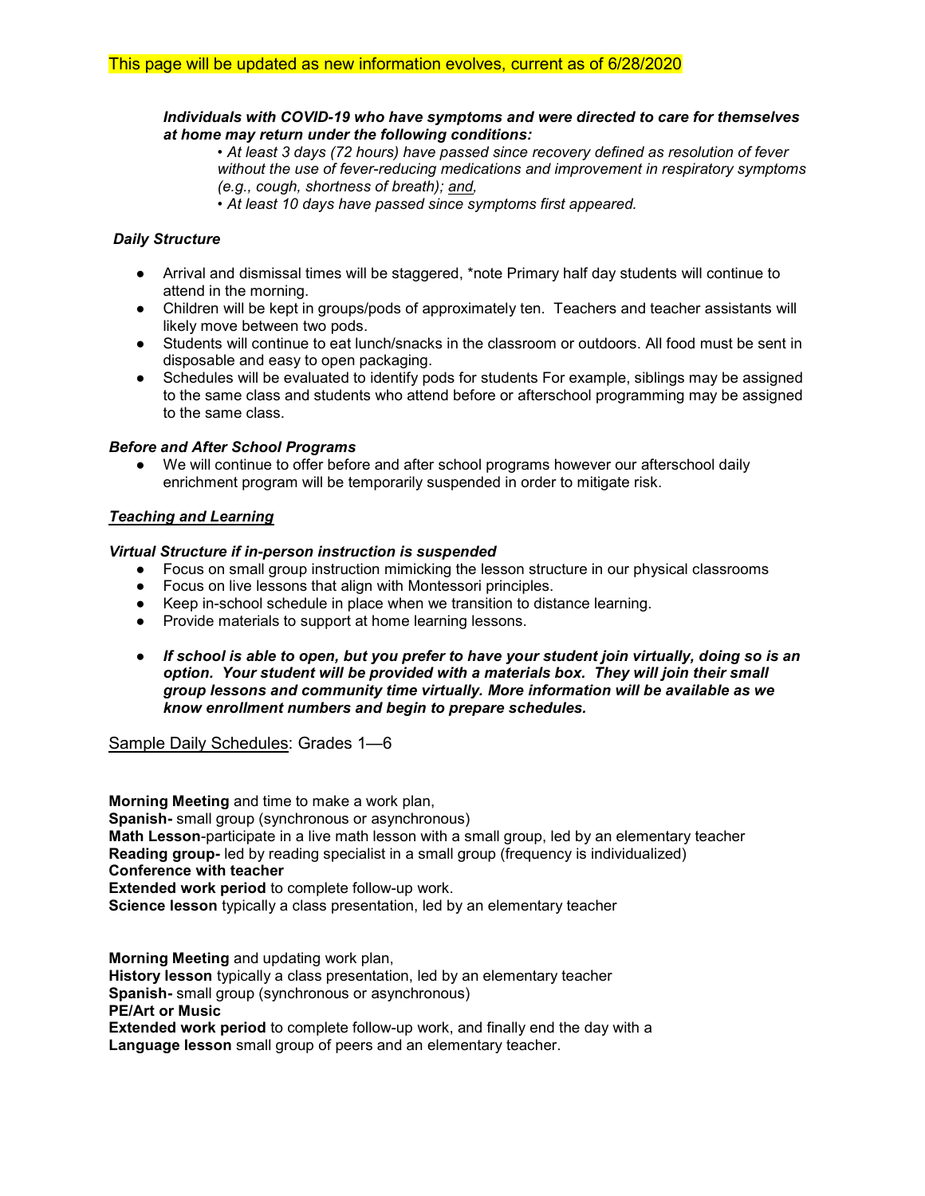This page will be updated as new information evolves, current as of 6/28/2020

***Individuals with COVID-19 who have symptoms and were directed to care for themselves at home may return under the following conditions:***

- *At least 3 days (72 hours) have passed since recovery defined as resolution of fever without the use of fever-reducing medications and improvement in respiratory symptoms (e.g., cough, shortness of breath); and,*
- *At least 10 days have passed since symptoms first appeared.*

***Daily Structure***

- Arrival and dismissal times will be staggered, *note Primary half day students will continue to attend in the morning.
- Children will be kept in groups/pods of approximately ten. Teachers and teacher assistants will likely move between two pods.
- Students will continue to eat lunch/snacks in the classroom or outdoors. All food must be sent in disposable and easy to open packaging.
- Schedules will be evaluated to identify pods for students For example, siblings may be assigned to the same class and students who attend before or afterschool programming may be assigned to the same class.

***Before and After School Programs***

- We will continue to offer before and after school programs however our afterschool daily enrichment program will be temporarily suspended in order to mitigate risk.

***Teaching and Learning***

***Virtual Structure if in-person instruction is suspended***

- Focus on small group instruction mimicking the lesson structure in our physical classrooms
- Focus on live lessons that align with Montessori principles.
- Keep in-school schedule in place when we transition to distance learning.
- Provide materials to support at home learning lessons.

- ***If school is able to open, but you prefer to have your student join virtually, doing so is an option. Your student will be provided with a materials box. They will join their small group lessons and community time virtually. More information will be available as we know enrollment numbers and begin to prepare schedules.***

Sample Daily Schedules: Grades 1—6

**Morning Meeting** and time to make a work plan,
**Spanish-** small group (synchronous or asynchronous)
**Math Lesson**-participate in a live math lesson with a small group, led by an elementary teacher
**Reading group-** led by reading specialist in a small group (frequency is individualized)
**Conference with teacher**
**Extended work period** to complete follow-up work.
**Science lesson** typically a class presentation, led by an elementary teacher

**Morning Meeting** and updating work plan,
**History lesson** typically a class presentation, led by an elementary teacher
**Spanish-** small group (synchronous or asynchronous)
**PE/Art or Music**
**Extended work period** to complete follow-up work, and finally end the day with a
**Language lesson** small group of peers and an elementary teacher.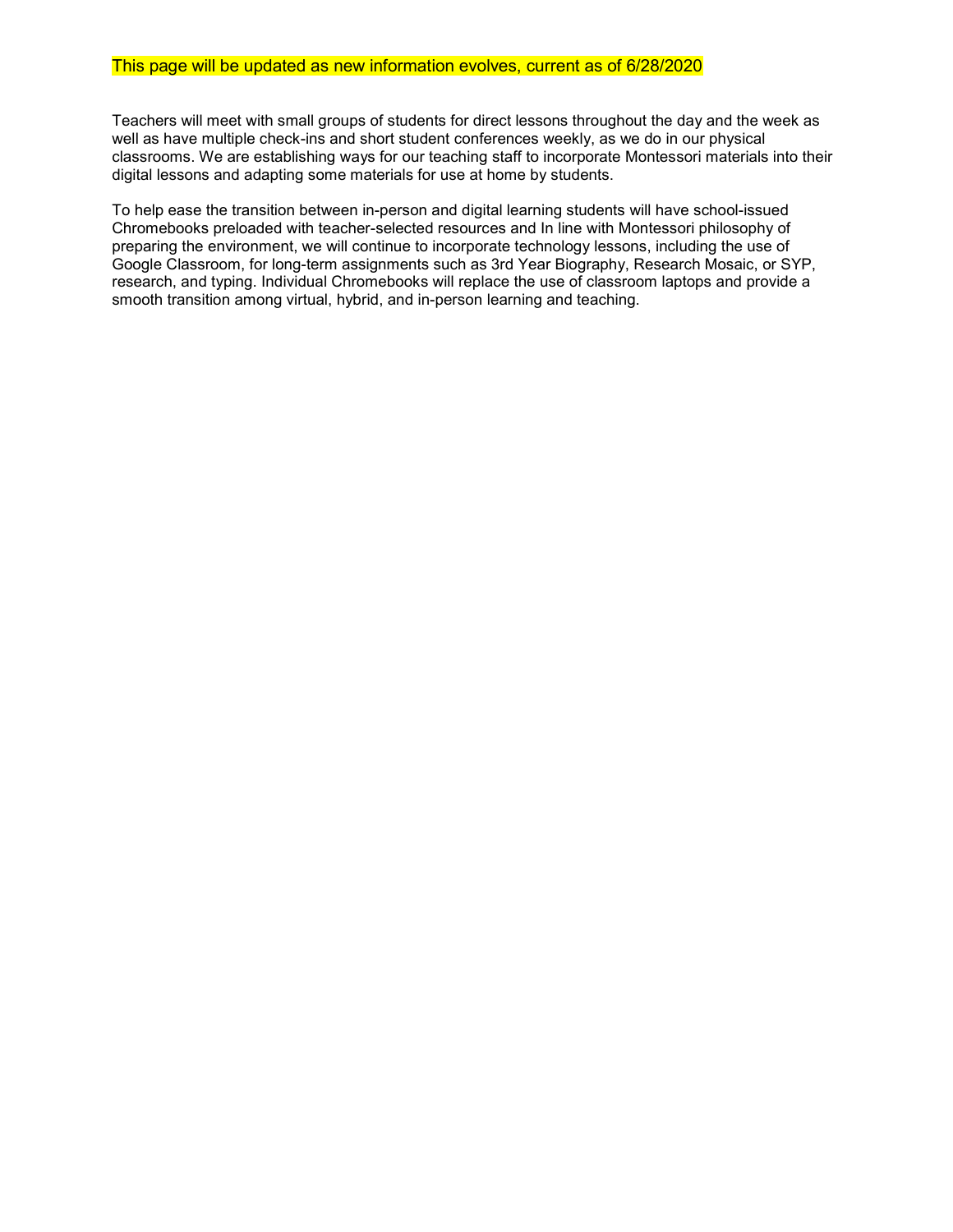This page will be updated as new information evolves, current as of 6/28/2020

Teachers will meet with small groups of students for direct lessons throughout the day and the week as well as have multiple check-ins and short student conferences weekly, as we do in our physical classrooms. We are establishing ways for our teaching staff to incorporate Montessori materials into their digital lessons and adapting some materials for use at home by students.

To help ease the transition between in-person and digital learning students will have school-issued Chromebooks preloaded with teacher-selected resources and In line with Montessori philosophy of preparing the environment, we will continue to incorporate technology lessons, including the use of Google Classroom, for long-term assignments such as 3rd Year Biography, Research Mosaic, or SYP, research, and typing. Individual Chromebooks will replace the use of classroom laptops and provide a smooth transition among virtual, hybrid, and in-person learning and teaching.